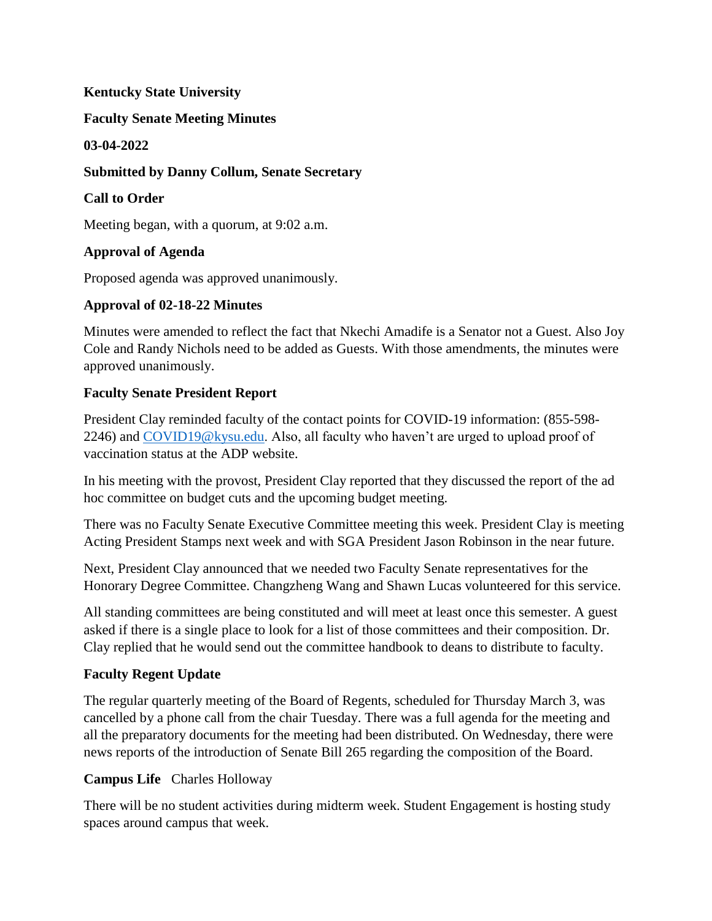**Kentucky State University**

**Faculty Senate Meeting Minutes**

**03-04-2022**

**Submitted by Danny Collum, Senate Secretary**

**Call to Order**

Meeting began, with a quorum, at 9:02 a.m.

**Approval of Agenda**

Proposed agenda was approved unanimously.

**Approval of 02-18-22 Minutes**

Minutes were amended to reflect the fact that Nkechi Amadife is a Senator not a Guest. Also Joy Cole and Randy Nichols need to be added as Guests. With those amendments, the minutes were approved unanimously.

**Faculty Senate President Report**

President Clay reminded faculty of the contact points for COVID-19 information: (855-598-2246) and [COVID19@kysu.edu](mailto:COVID19@kysu.edu). Also, all faculty who haven't are urged to upload proof of vaccination status at the ADP website.

In his meeting with the provost, President Clay reported that they discussed the report of the ad hoc committee on budget cuts and the upcoming budget meeting.

There was no Faculty Senate Executive Committee meeting this week. President Clay is meeting Acting President Stamps next week and with SGA President Jason Robinson in the near future.

Next, President Clay announced that we needed two Faculty Senate representatives for the Honorary Degree Committee. Changzheng Wang and Shawn Lucas volunteered for this service.

All standing committees are being constituted and will meet at least once this semester. A guest asked if there is a single place to look for a list of those committees and their composition. Dr. Clay replied that he would send out the committee handbook to deans to distribute to faculty.

**Faculty Regent Update**

The regular quarterly meeting of the Board of Regents, scheduled for Thursday March 3, was cancelled by a phone call from the chair Tuesday. There was a full agenda for the meeting and all the preparatory documents for the meeting had been distributed. On Wednesday, there were news reports of the introduction of Senate Bill 265 regarding the composition of the Board.

**Campus Life** Charles Holloway

There will be no student activities during midterm week. Student Engagement is hosting study spaces around campus that week.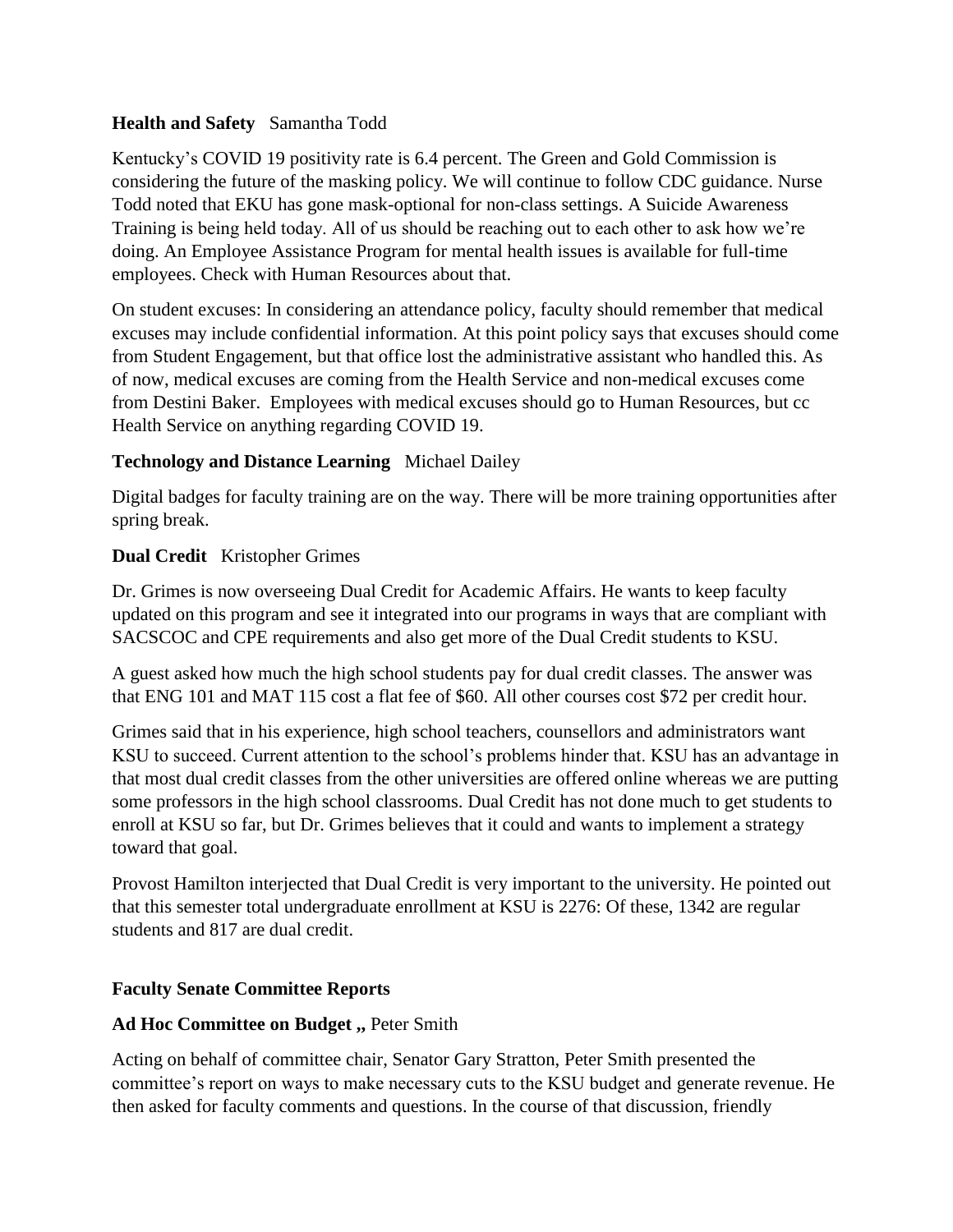**Health and Safety** Samantha Todd

Kentucky's COVID 19 positivity rate is 6.4 percent. The Green and Gold Commission is considering the future of the masking policy. We will continue to follow CDC guidance. Nurse Todd noted that EKU has gone mask-optional for non-class settings. A Suicide Awareness Training is being held today. All of us should be reaching out to each other to ask how we're doing. An Employee Assistance Program for mental health issues is available for full-time employees. Check with Human Resources about that.

On student excuses: In considering an attendance policy, faculty should remember that medical excuses may include confidential information. At this point policy says that excuses should come from Student Engagement, but that office lost the administrative assistant who handled this. As of now, medical excuses are coming from the Health Service and non-medical excuses come from Destini Baker. Employees with medical excuses should go to Human Resources, but cc Health Service on anything regarding COVID 19.

**Technology and Distance Learning** Michael Dailey

Digital badges for faculty training are on the way. There will be more training opportunities after spring break.

**Dual Credit** Kristopher Grimes

Dr. Grimes is now overseeing Dual Credit for Academic Affairs. He wants to keep faculty updated on this program and see it integrated into our programs in ways that are compliant with SACSCOC and CPE requirements and also get more of the Dual Credit students to KSU.

A guest asked how much the high school students pay for dual credit classes. The answer was that ENG 101 and MAT 115 cost a flat fee of $60. All other courses cost $72 per credit hour.

Grimes said that in his experience, high school teachers, counsellors and administrators want KSU to succeed. Current attention to the school's problems hinder that. KSU has an advantage in that most dual credit classes from the other universities are offered online whereas we are putting some professors in the high school classrooms. Dual Credit has not done much to get students to enroll at KSU so far, but Dr. Grimes believes that it could and wants to implement a strategy toward that goal.

Provost Hamilton interjected that Dual Credit is very important to the university. He pointed out that this semester total undergraduate enrollment at KSU is 2276: Of these, 1342 are regular students and 817 are dual credit.

**Faculty Senate Committee Reports**

**Ad Hoc Committee on Budget ,,** Peter Smith

Acting on behalf of committee chair, Senator Gary Stratton, Peter Smith presented the committee's report on ways to make necessary cuts to the KSU budget and generate revenue. He then asked for faculty comments and questions. In the course of that discussion, friendly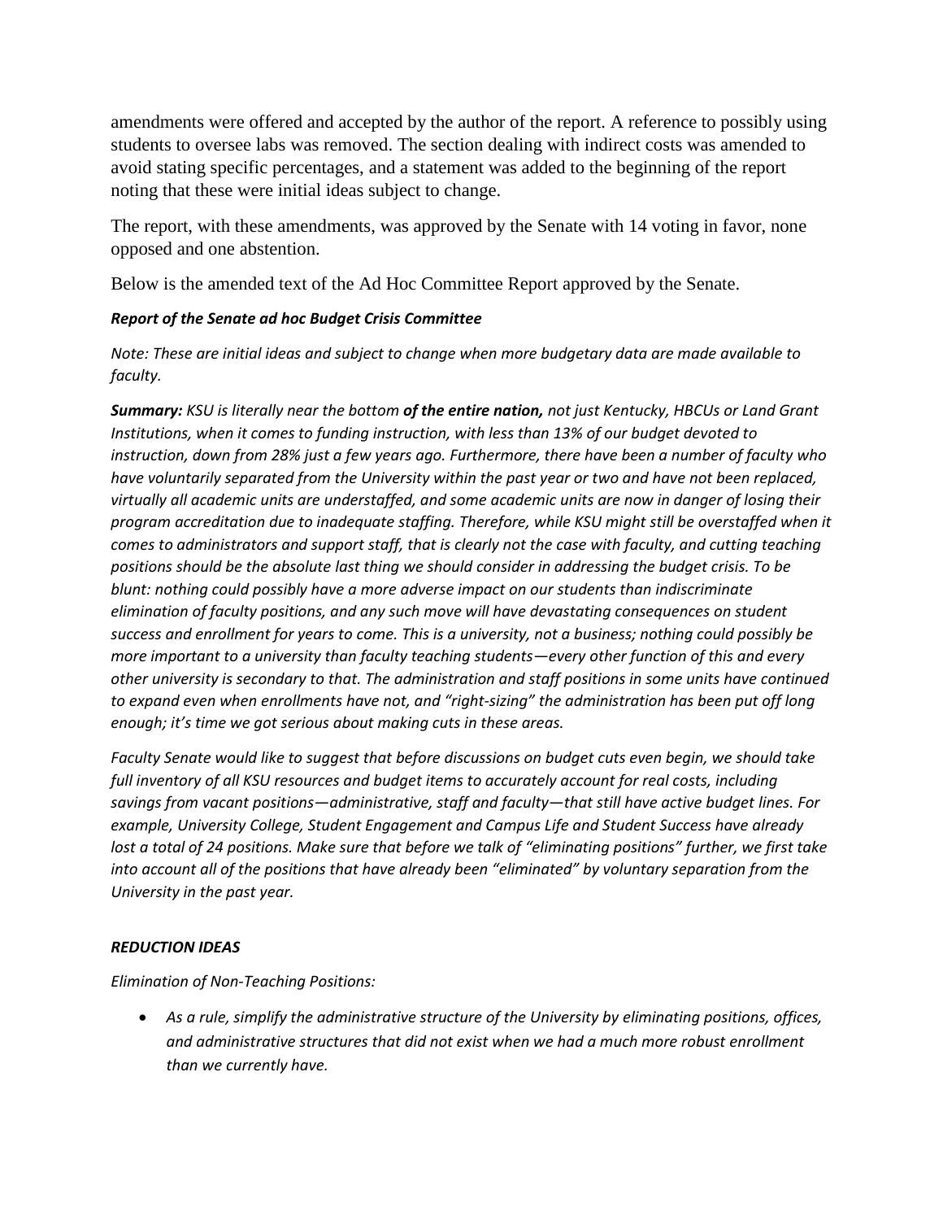amendments were offered and accepted by the author of the report. A reference to possibly using students to oversee labs was removed. The section dealing with indirect costs was amended to avoid stating specific percentages, and a statement was added to the beginning of the report noting that these were initial ideas subject to change.

The report, with these amendments, was approved by the Senate with 14 voting in favor, none opposed and one abstention.

Below is the amended text of the Ad Hoc Committee Report approved by the Senate.

***Report of the Senate ad hoc Budget Crisis Committee***

*Note: These are initial ideas and subject to change when more budgetary data are made available to faculty.*

***Summary:*** *KSU is literally near the bottom* ***of the entire nation,*** *not just Kentucky, HBCUs or Land Grant Institutions, when it comes to funding instruction, with less than 13% of our budget devoted to instruction, down from 28% just a few years ago. Furthermore, there have been a number of faculty who have voluntarily separated from the University within the past year or two and have not been replaced, virtually all academic units are understaffed, and some academic units are now in danger of losing their program accreditation due to inadequate staffing. Therefore, while KSU might still be overstaffed when it comes to administrators and support staff, that is clearly not the case with faculty, and cutting teaching positions should be the absolute last thing we should consider in addressing the budget crisis. To be blunt: nothing could possibly have a more adverse impact on our students than indiscriminate elimination of faculty positions, and any such move will have devastating consequences on student success and enrollment for years to come. This is a university, not a business; nothing could possibly be more important to a university than faculty teaching students—every other function of this and every other university is secondary to that. The administration and staff positions in some units have continued to expand even when enrollments have not, and "right-sizing" the administration has been put off long enough; it's time we got serious about making cuts in these areas.*

*Faculty Senate would like to suggest that before discussions on budget cuts even begin, we should take full inventory of all KSU resources and budget items to accurately account for real costs, including savings from vacant positions—administrative, staff and faculty—that still have active budget lines. For example, University College, Student Engagement and Campus Life and Student Success have already lost a total of 24 positions. Make sure that before we talk of "eliminating positions" further, we first take into account all of the positions that have already been "eliminated" by voluntary separation from the University in the past year.*

***REDUCTION IDEAS***

*Elimination of Non-Teaching Positions:*

- *As a rule, simplify the administrative structure of the University by eliminating positions, offices, and administrative structures that did not exist when we had a much more robust enrollment than we currently have.*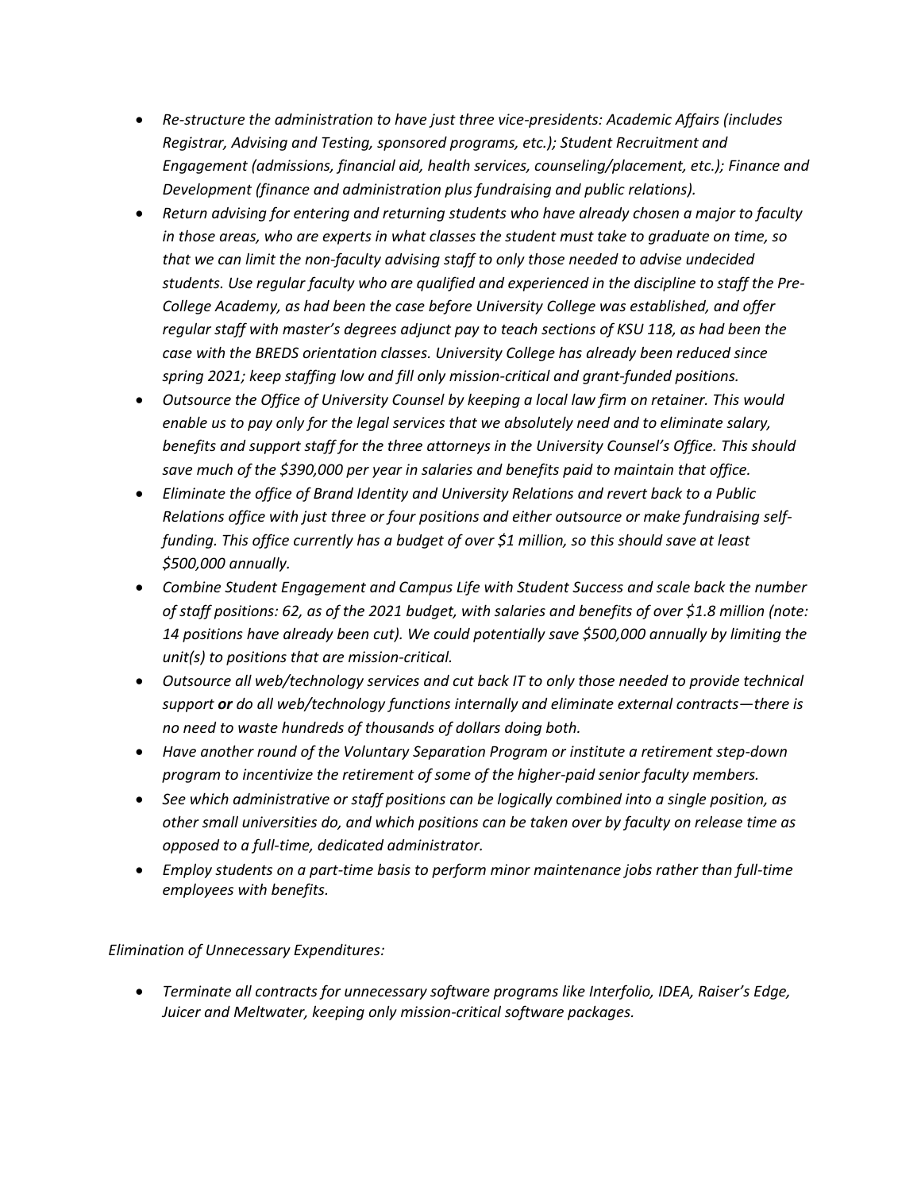- *Re-structure the administration to have just three vice-presidents: Academic Affairs (includes Registrar, Advising and Testing, sponsored programs, etc.); Student Recruitment and Engagement (admissions, financial aid, health services, counseling/placement, etc.); Finance and Development (finance and administration plus fundraising and public relations).*
- *Return advising for entering and returning students who have already chosen a major to faculty in those areas, who are experts in what classes the student must take to graduate on time, so that we can limit the non-faculty advising staff to only those needed to advise undecided students. Use regular faculty who are qualified and experienced in the discipline to staff the Pre-College Academy, as had been the case before University College was established, and offer regular staff with master's degrees adjunct pay to teach sections of KSU 118, as had been the case with the BREDS orientation classes. University College has already been reduced since spring 2021; keep staffing low and fill only mission-critical and grant-funded positions.*
- *Outsource the Office of University Counsel by keeping a local law firm on retainer. This would enable us to pay only for the legal services that we absolutely need and to eliminate salary, benefits and support staff for the three attorneys in the University Counsel's Office. This should save much of the $390,000 per year in salaries and benefits paid to maintain that office.*
- *Eliminate the office of Brand Identity and University Relations and revert back to a Public Relations office with just three or four positions and either outsource or make fundraising self-funding. This office currently has a budget of over $1 million, so this should save at least $500,000 annually.*
- *Combine Student Engagement and Campus Life with Student Success and scale back the number of staff positions: 62, as of the 2021 budget, with salaries and benefits of over $1.8 million (note: 14 positions have already been cut). We could potentially save $500,000 annually by limiting the unit(s) to positions that are mission-critical.*
- *Outsource all web/technology services and cut back IT to only those needed to provide technical support* ***or*** *do all web/technology functions internally and eliminate external contracts—there is no need to waste hundreds of thousands of dollars doing both.*
- *Have another round of the Voluntary Separation Program or institute a retirement step-down program to incentivize the retirement of some of the higher-paid senior faculty members.*
- *See which administrative or staff positions can be logically combined into a single position, as other small universities do, and which positions can be taken over by faculty on release time as opposed to a full-time, dedicated administrator.*
- *Employ students on a part-time basis to perform minor maintenance jobs rather than full-time employees with benefits.*

*Elimination of Unnecessary Expenditures:*

- *Terminate all contracts for unnecessary software programs like Interfolio, IDEA, Raiser's Edge, Juicer and Meltwater, keeping only mission-critical software packages.*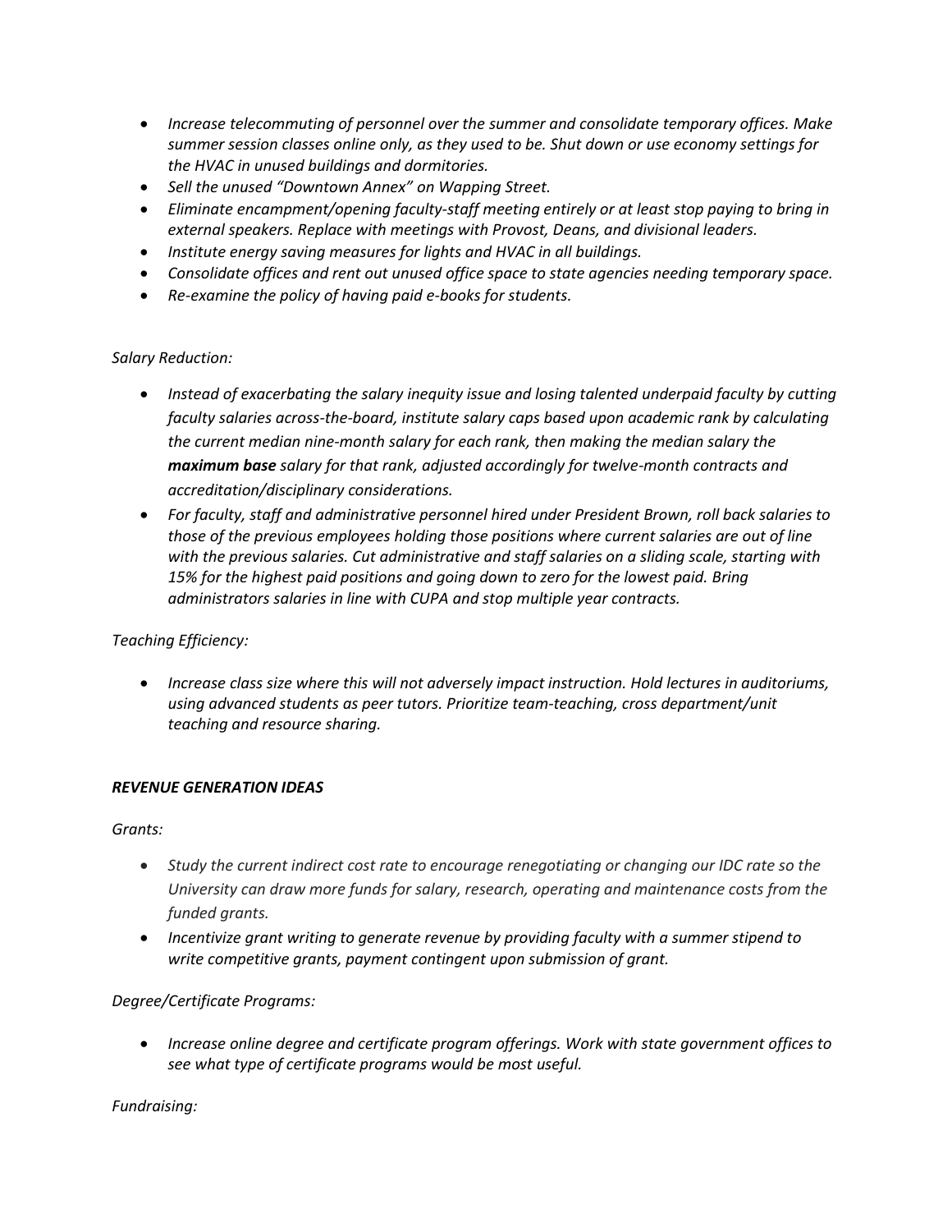- *Increase telecommuting of personnel over the summer and consolidate temporary offices. Make summer session classes online only, as they used to be. Shut down or use economy settings for the HVAC in unused buildings and dormitories.*
- *Sell the unused "Downtown Annex" on Wapping Street.*
- *Eliminate encampment/opening faculty-staff meeting entirely or at least stop paying to bring in external speakers. Replace with meetings with Provost, Deans, and divisional leaders.*
- *Institute energy saving measures for lights and HVAC in all buildings.*
- *Consolidate offices and rent out unused office space to state agencies needing temporary space.*
- *Re-examine the policy of having paid e-books for students.*

*Salary Reduction:*

- *Instead of exacerbating the salary inequity issue and losing talented underpaid faculty by cutting faculty salaries across-the-board, institute salary caps based upon academic rank by calculating the current median nine-month salary for each rank, then making the median salary the* ***maximum base*** *salary for that rank, adjusted accordingly for twelve-month contracts and accreditation/disciplinary considerations.*
- *For faculty, staff and administrative personnel hired under President Brown, roll back salaries to those of the previous employees holding those positions where current salaries are out of line with the previous salaries. Cut administrative and staff salaries on a sliding scale, starting with 15% for the highest paid positions and going down to zero for the lowest paid. Bring administrators salaries in line with CUPA and stop multiple year contracts.*

*Teaching Efficiency:*

- *Increase class size where this will not adversely impact instruction. Hold lectures in auditoriums, using advanced students as peer tutors. Prioritize team-teaching, cross department/unit teaching and resource sharing.*

***REVENUE GENERATION IDEAS***

*Grants:*

- *Study the current indirect cost rate to encourage renegotiating or changing our IDC rate so the University can draw more funds for salary, research, operating and maintenance costs from the funded grants.*
- *Incentivize grant writing to generate revenue by providing faculty with a summer stipend to write competitive grants, payment contingent upon submission of grant.*

*Degree/Certificate Programs:*

- *Increase online degree and certificate program offerings. Work with state government offices to see what type of certificate programs would be most useful.*

*Fundraising:*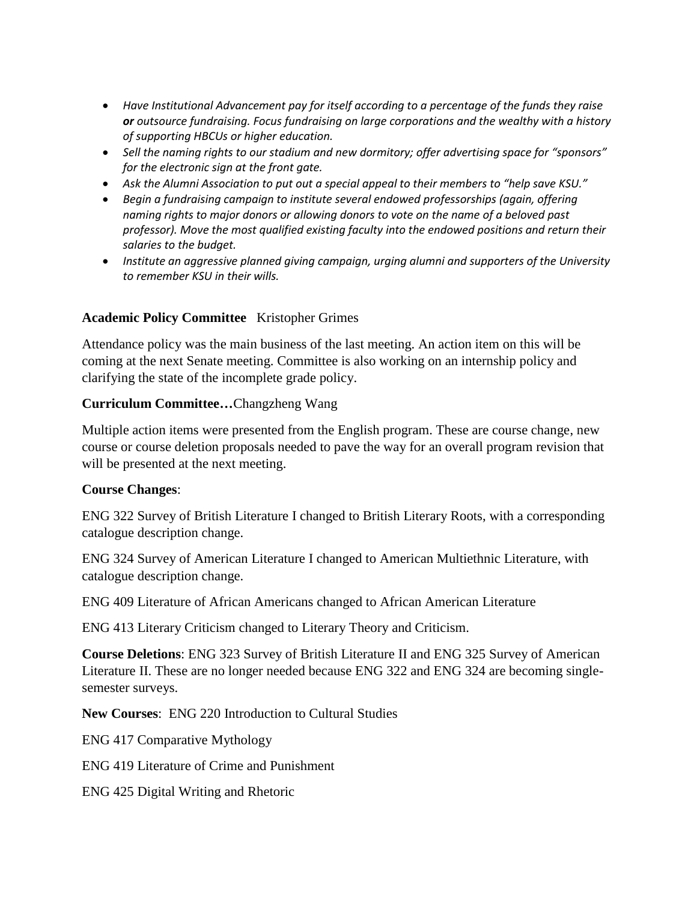- *Have Institutional Advancement pay for itself according to a percentage of the funds they raise* ***or*** *outsource fundraising. Focus fundraising on large corporations and the wealthy with a history of supporting HBCUs or higher education.*
- *Sell the naming rights to our stadium and new dormitory; offer advertising space for "sponsors" for the electronic sign at the front gate.*
- *Ask the Alumni Association to put out a special appeal to their members to "help save KSU."*
- *Begin a fundraising campaign to institute several endowed professorships (again, offering naming rights to major donors or allowing donors to vote on the name of a beloved past professor). Move the most qualified existing faculty into the endowed positions and return their salaries to the budget.*
- *Institute an aggressive planned giving campaign, urging alumni and supporters of the University to remember KSU in their wills.*

**Academic Policy Committee** Kristopher Grimes

Attendance policy was the main business of the last meeting. An action item on this will be coming at the next Senate meeting. Committee is also working on an internship policy and clarifying the state of the incomplete grade policy.

**Curriculum Committee…**Changzheng Wang

Multiple action items were presented from the English program. These are course change, new course or course deletion proposals needed to pave the way for an overall program revision that will be presented at the next meeting.

**Course Changes**:

ENG 322 Survey of British Literature I changed to British Literary Roots, with a corresponding catalogue description change.

ENG 324 Survey of American Literature I changed to American Multiethnic Literature, with catalogue description change.

ENG 409 Literature of African Americans changed to African American Literature

ENG 413 Literary Criticism changed to Literary Theory and Criticism.

**Course Deletions**: ENG 323 Survey of British Literature II and ENG 325 Survey of American Literature II. These are no longer needed because ENG 322 and ENG 324 are becoming single-semester surveys.

**New Courses**: ENG 220 Introduction to Cultural Studies

ENG 417 Comparative Mythology

ENG 419 Literature of Crime and Punishment

ENG 425 Digital Writing and Rhetoric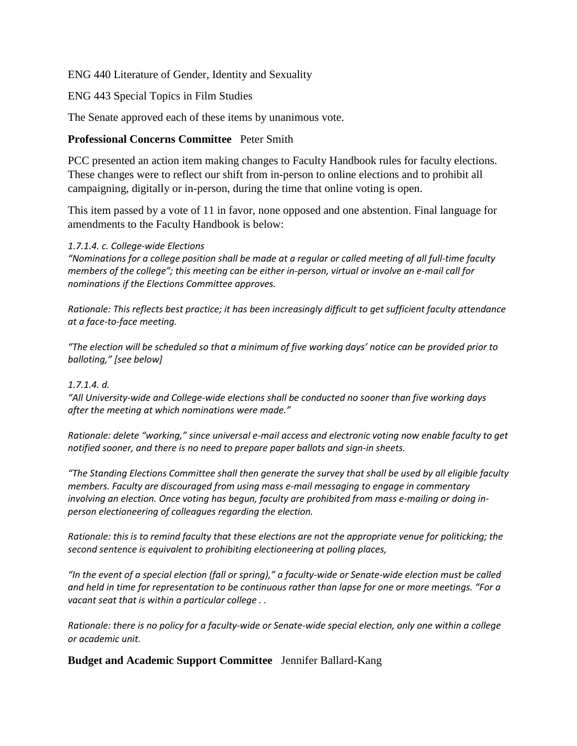ENG 440 Literature of Gender, Identity and Sexuality

ENG 443 Special Topics in Film Studies

The Senate approved each of these items by unanimous vote.

**Professional Concerns Committee** Peter Smith

PCC presented an action item making changes to Faculty Handbook rules for faculty elections. These changes were to reflect our shift from in-person to online elections and to prohibit all campaigning, digitally or in-person, during the time that online voting is open.

This item passed by a vote of 11 in favor, none opposed and one abstention. Final language for amendments to the Faculty Handbook is below:

*1.7.1.4. c. College-wide Elections*
*"Nominations for a college position shall be made at a regular or called meeting of all full-time faculty members of the college"; this meeting can be either in-person, virtual or involve an e-mail call for nominations if the Elections Committee approves.*

*Rationale: This reflects best practice; it has been increasingly difficult to get sufficient faculty attendance at a face-to-face meeting.*

*"The election will be scheduled so that a minimum of five working days' notice can be provided prior to balloting," [see below]*

*1.7.1.4. d.*
*"All University-wide and College-wide elections shall be conducted no sooner than five working days after the meeting at which nominations were made."*

*Rationale: delete "working," since universal e-mail access and electronic voting now enable faculty to get notified sooner, and there is no need to prepare paper ballots and sign-in sheets.*

*"The Standing Elections Committee shall then generate the survey that shall be used by all eligible faculty members. Faculty are discouraged from using mass e-mail messaging to engage in commentary involving an election. Once voting has begun, faculty are prohibited from mass e-mailing or doing in-person electioneering of colleagues regarding the election.*

*Rationale: this is to remind faculty that these elections are not the appropriate venue for politicking; the second sentence is equivalent to prohibiting electioneering at polling places,*

*"In the event of a special election (fall or spring)," a faculty-wide or Senate-wide election must be called and held in time for representation to be continuous rather than lapse for one or more meetings. "For a vacant seat that is within a particular college . .*

*Rationale: there is no policy for a faculty-wide or Senate-wide special election, only one within a college or academic unit.*

**Budget and Academic Support Committee** Jennifer Ballard-Kang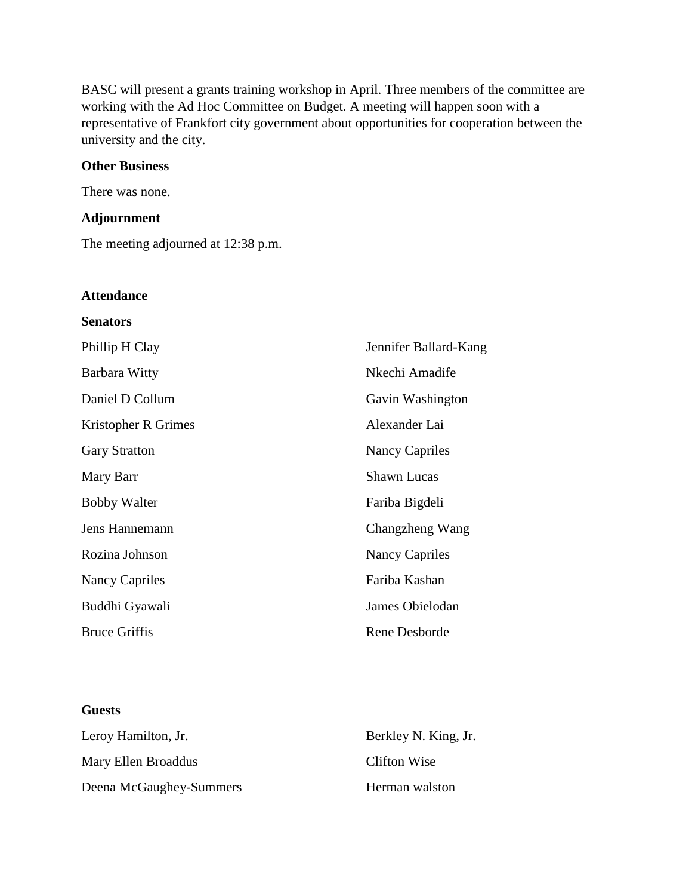BASC will present a grants training workshop in April. Three members of the committee are working with the Ad Hoc Committee on Budget. A meeting will happen soon with a representative of Frankfort city government about opportunities for cooperation between the university and the city.

**Other Business**

There was none.

**Adjournment**

The meeting adjourned at 12:38 p.m.

**Attendance**

**Senators**

Phillip H Clay
Barbara Witty
Daniel D Collum
Kristopher R Grimes
Gary Stratton
Mary Barr
Bobby Walter
Jens Hannemann
Rozina Johnson
Nancy Capriles
Buddhi Gyawali
Bruce Griffis
Jennifer Ballard-Kang
Nkechi Amadife
Gavin Washington
Alexander Lai
Nancy Capriles
Shawn Lucas
Fariba Bigdeli
Changzheng Wang
Nancy Capriles
Fariba Kashan
James Obielodan
Rene Desborde

**Guests**

Leroy Hamilton, Jr.
Mary Ellen Broaddus
Deena McGaughey-Summers
Berkley N. King, Jr.
Clifton Wise
Herman walston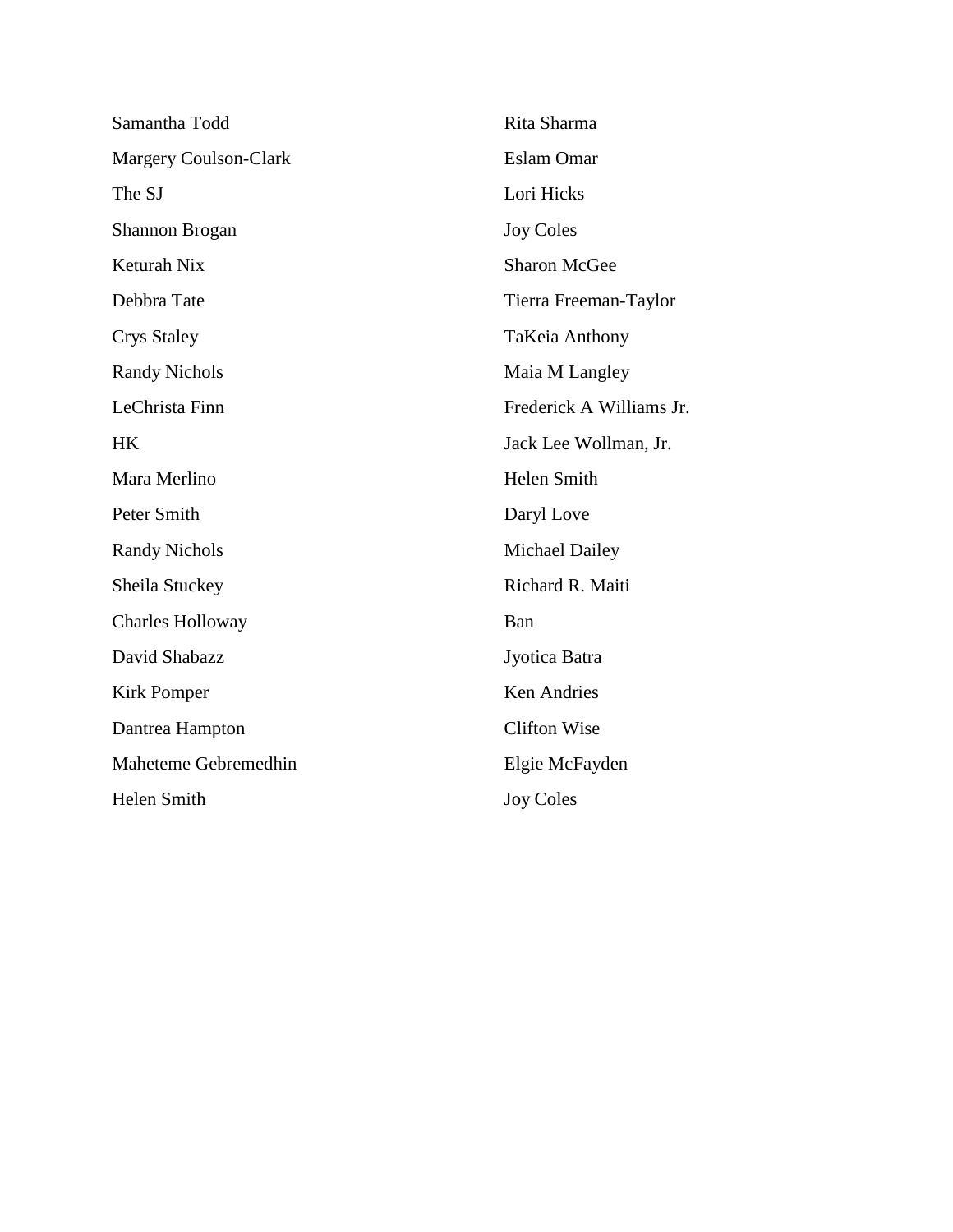Samantha Todd

Margery Coulson-Clark

The SJ

Shannon Brogan

Keturah Nix

Debbra Tate

Crys Staley

Randy Nichols

LeChrista Finn

HK

Mara Merlino

Peter Smith

Randy Nichols

Sheila Stuckey

Charles Holloway

David Shabazz

Kirk Pomper

Dantrea Hampton

Maheteme Gebremedhin

Helen Smith

Rita Sharma

Eslam Omar

Lori Hicks

Joy Coles

Sharon McGee

Tierra Freeman-Taylor

TaKeia Anthony

Maia M Langley

Frederick A Williams Jr.

Jack Lee Wollman, Jr.

Helen Smith

Daryl Love

Michael Dailey

Richard R. Maiti

Ban

Jyotica Batra

Ken Andries

Clifton Wise

Elgie McFayden

Joy Coles